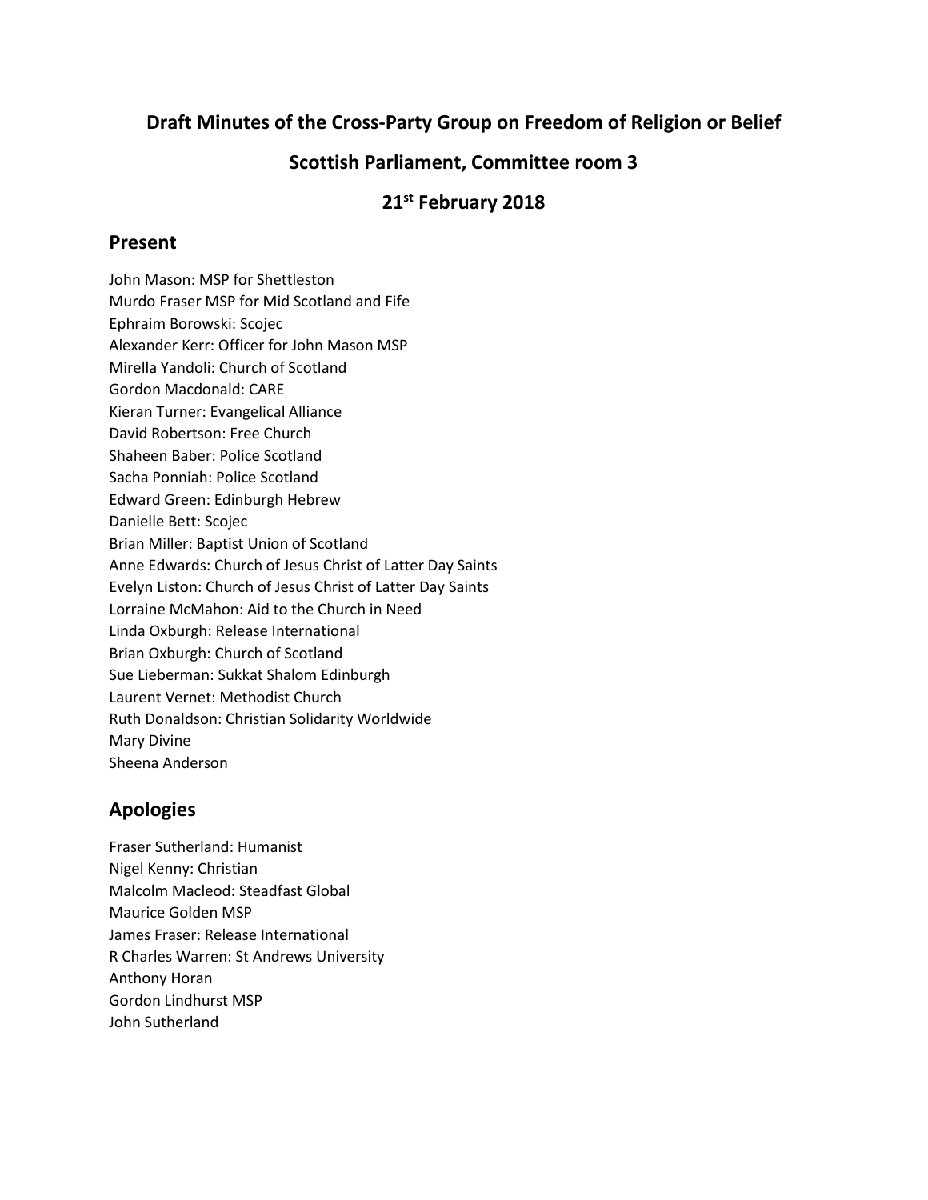# Draft Minutes of the Cross-Party Group on Freedom of Religion or Belief

# Scottish Parliament, Committee room 3

# 21st February 2018

## Present

John Mason: MSP for Shettleston
Murdo Fraser MSP for Mid Scotland and Fife
Ephraim Borowski: Scojec
Alexander Kerr: Officer for John Mason MSP
Mirella Yandoli: Church of Scotland
Gordon Macdonald: CARE
Kieran Turner: Evangelical Alliance
David Robertson: Free Church
Shaheen Baber: Police Scotland
Sacha Ponniah: Police Scotland
Edward Green: Edinburgh Hebrew
Danielle Bett: Scojec
Brian Miller: Baptist Union of Scotland
Anne Edwards: Church of Jesus Christ of Latter Day Saints
Evelyn Liston: Church of Jesus Christ of Latter Day Saints
Lorraine McMahon: Aid to the Church in Need
Linda Oxburgh: Release International
Brian Oxburgh: Church of Scotland
Sue Lieberman: Sukkat Shalom Edinburgh
Laurent Vernet: Methodist Church
Ruth Donaldson: Christian Solidarity Worldwide
Mary Divine
Sheena Anderson

## Apologies

Fraser Sutherland: Humanist
Nigel Kenny: Christian
Malcolm Macleod: Steadfast Global
Maurice Golden MSP
James Fraser: Release International
R Charles Warren: St Andrews University
Anthony Horan
Gordon Lindhurst MSP
John Sutherland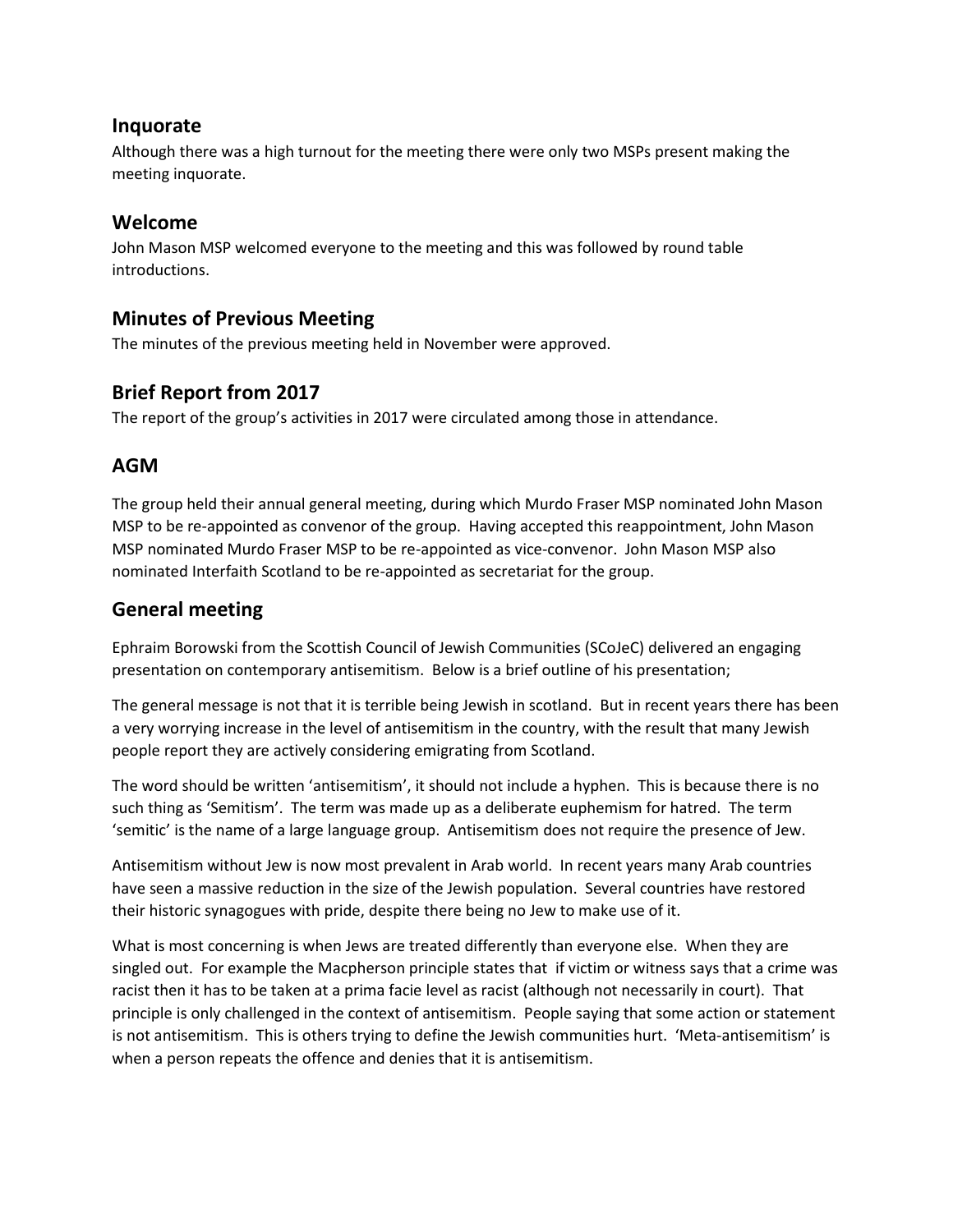## Inquorate

Although there was a high turnout for the meeting there were only two MSPs present making the meeting inquorate.

## Welcome

John Mason MSP welcomed everyone to the meeting and this was followed by round table introductions.

## Minutes of Previous Meeting

The minutes of the previous meeting held in November were approved.

## Brief Report from 2017

The report of the group's activities in 2017 were circulated among those in attendance.

## AGM

The group held their annual general meeting, during which Murdo Fraser MSP nominated John Mason MSP to be re-appointed as convenor of the group. Having accepted this reappointment, John Mason MSP nominated Murdo Fraser MSP to be re-appointed as vice-convenor. John Mason MSP also nominated Interfaith Scotland to be re-appointed as secretariat for the group.

## General meeting

Ephraim Borowski from the Scottish Council of Jewish Communities (SCoJeC) delivered an engaging presentation on contemporary antisemitism. Below is a brief outline of his presentation;

The general message is not that it is terrible being Jewish in scotland. But in recent years there has been a very worrying increase in the level of antisemitism in the country, with the result that many Jewish people report they are actively considering emigrating from Scotland.

The word should be written 'antisemitism', it should not include a hyphen. This is because there is no such thing as 'Semitism'. The term was made up as a deliberate euphemism for hatred. The term 'semitic' is the name of a large language group. Antisemitism does not require the presence of Jew.

Antisemitism without Jew is now most prevalent in Arab world. In recent years many Arab countries have seen a massive reduction in the size of the Jewish population. Several countries have restored their historic synagogues with pride, despite there being no Jew to make use of it.

What is most concerning is when Jews are treated differently than everyone else. When they are singled out. For example the Macpherson principle states that if victim or witness says that a crime was racist then it has to be taken at a prima facie level as racist (although not necessarily in court). That principle is only challenged in the context of antisemitism. People saying that some action or statement is not antisemitism. This is others trying to define the Jewish communities hurt. 'Meta-antisemitism' is when a person repeats the offence and denies that it is antisemitism.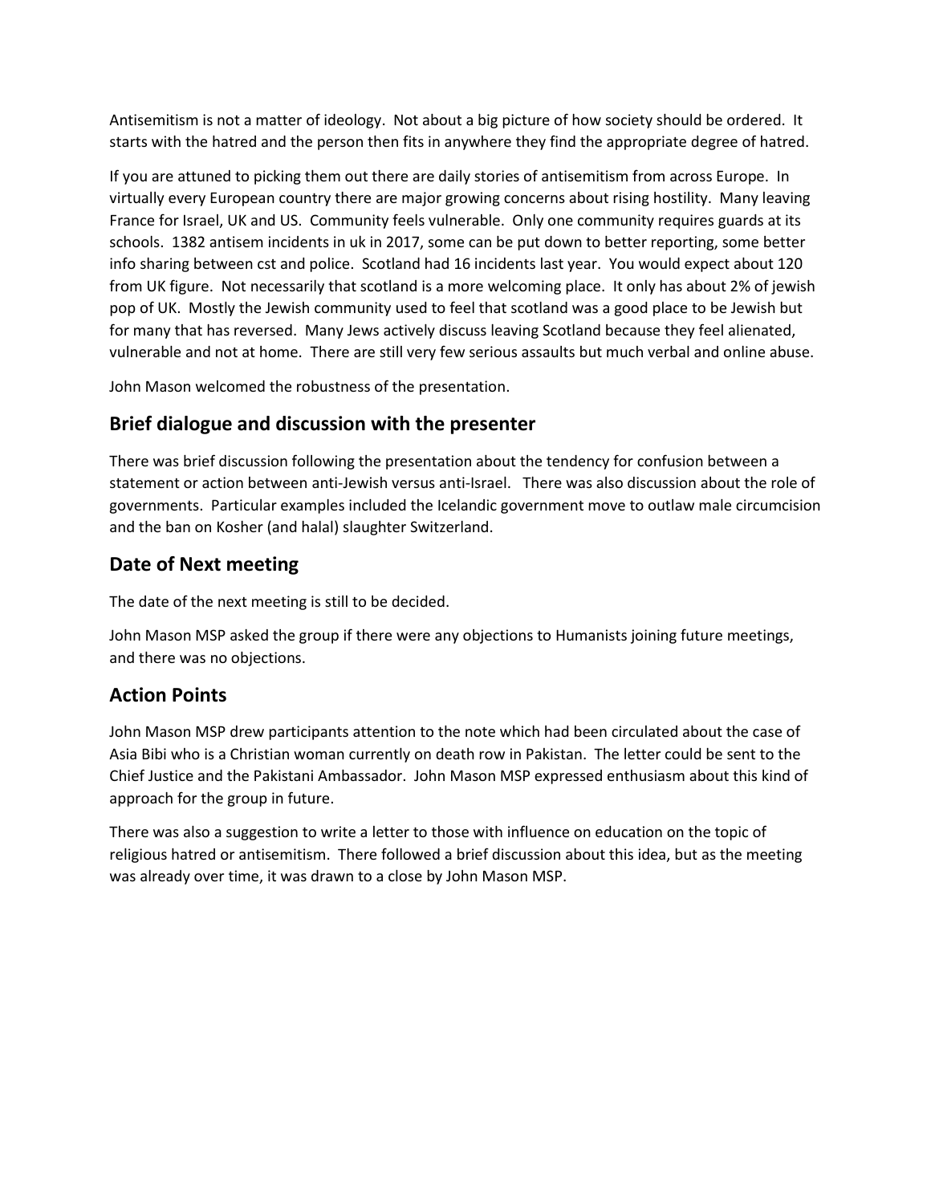Antisemitism is not a matter of ideology. Not about a big picture of how society should be ordered. It starts with the hatred and the person then fits in anywhere they find the appropriate degree of hatred.

If you are attuned to picking them out there are daily stories of antisemitism from across Europe. In virtually every European country there are major growing concerns about rising hostility. Many leaving France for Israel, UK and US. Community feels vulnerable. Only one community requires guards at its schools. 1382 antisem incidents in uk in 2017, some can be put down to better reporting, some better info sharing between cst and police. Scotland had 16 incidents last year. You would expect about 120 from UK figure. Not necessarily that scotland is a more welcoming place. It only has about 2% of jewish pop of UK. Mostly the Jewish community used to feel that scotland was a good place to be Jewish but for many that has reversed. Many Jews actively discuss leaving Scotland because they feel alienated, vulnerable and not at home. There are still very few serious assaults but much verbal and online abuse.

John Mason welcomed the robustness of the presentation.

## Brief dialogue and discussion with the presenter

There was brief discussion following the presentation about the tendency for confusion between a statement or action between anti-Jewish versus anti-Israel. There was also discussion about the role of governments. Particular examples included the Icelandic government move to outlaw male circumcision and the ban on Kosher (and halal) slaughter Switzerland.

## Date of Next meeting

The date of the next meeting is still to be decided.

John Mason MSP asked the group if there were any objections to Humanists joining future meetings, and there was no objections.

## Action Points

John Mason MSP drew participants attention to the note which had been circulated about the case of Asia Bibi who is a Christian woman currently on death row in Pakistan. The letter could be sent to the Chief Justice and the Pakistani Ambassador. John Mason MSP expressed enthusiasm about this kind of approach for the group in future.

There was also a suggestion to write a letter to those with influence on education on the topic of religious hatred or antisemitism. There followed a brief discussion about this idea, but as the meeting was already over time, it was drawn to a close by John Mason MSP.